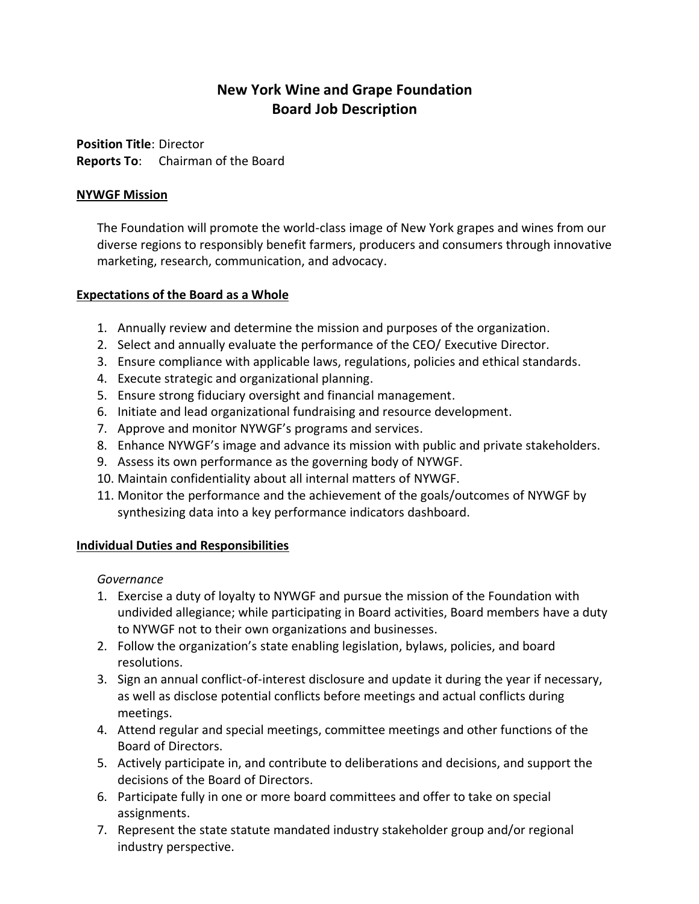# New York Wine and Grape Foundation
# Board Job Description

**Position Title**: Director
**Reports To**: Chairman of the Board

## NYWGF Mission

The Foundation will promote the world-class image of New York grapes and wines from our diverse regions to responsibly benefit farmers, producers and consumers through innovative marketing, research, communication, and advocacy.

## Expectations of the Board as a Whole

1. Annually review and determine the mission and purposes of the organization.
2. Select and annually evaluate the performance of the CEO/ Executive Director.
3. Ensure compliance with applicable laws, regulations, policies and ethical standards.
4. Execute strategic and organizational planning.
5. Ensure strong fiduciary oversight and financial management.
6. Initiate and lead organizational fundraising and resource development.
7. Approve and monitor NYWGF's programs and services.
8. Enhance NYWGF's image and advance its mission with public and private stakeholders.
9. Assess its own performance as the governing body of NYWGF.
10. Maintain confidentiality about all internal matters of NYWGF.
11. Monitor the performance and the achievement of the goals/outcomes of NYWGF by synthesizing data into a key performance indicators dashboard.

## Individual Duties and Responsibilities

*Governance*

1. Exercise a duty of loyalty to NYWGF and pursue the mission of the Foundation with undivided allegiance; while participating in Board activities, Board members have a duty to NYWGF not to their own organizations and businesses.
2. Follow the organization's state enabling legislation, bylaws, policies, and board resolutions.
3. Sign an annual conflict-of-interest disclosure and update it during the year if necessary, as well as disclose potential conflicts before meetings and actual conflicts during meetings.
4. Attend regular and special meetings, committee meetings and other functions of the Board of Directors.
5. Actively participate in, and contribute to deliberations and decisions, and support the decisions of the Board of Directors.
6. Participate fully in one or more board committees and offer to take on special assignments.
7. Represent the state statute mandated industry stakeholder group and/or regional industry perspective.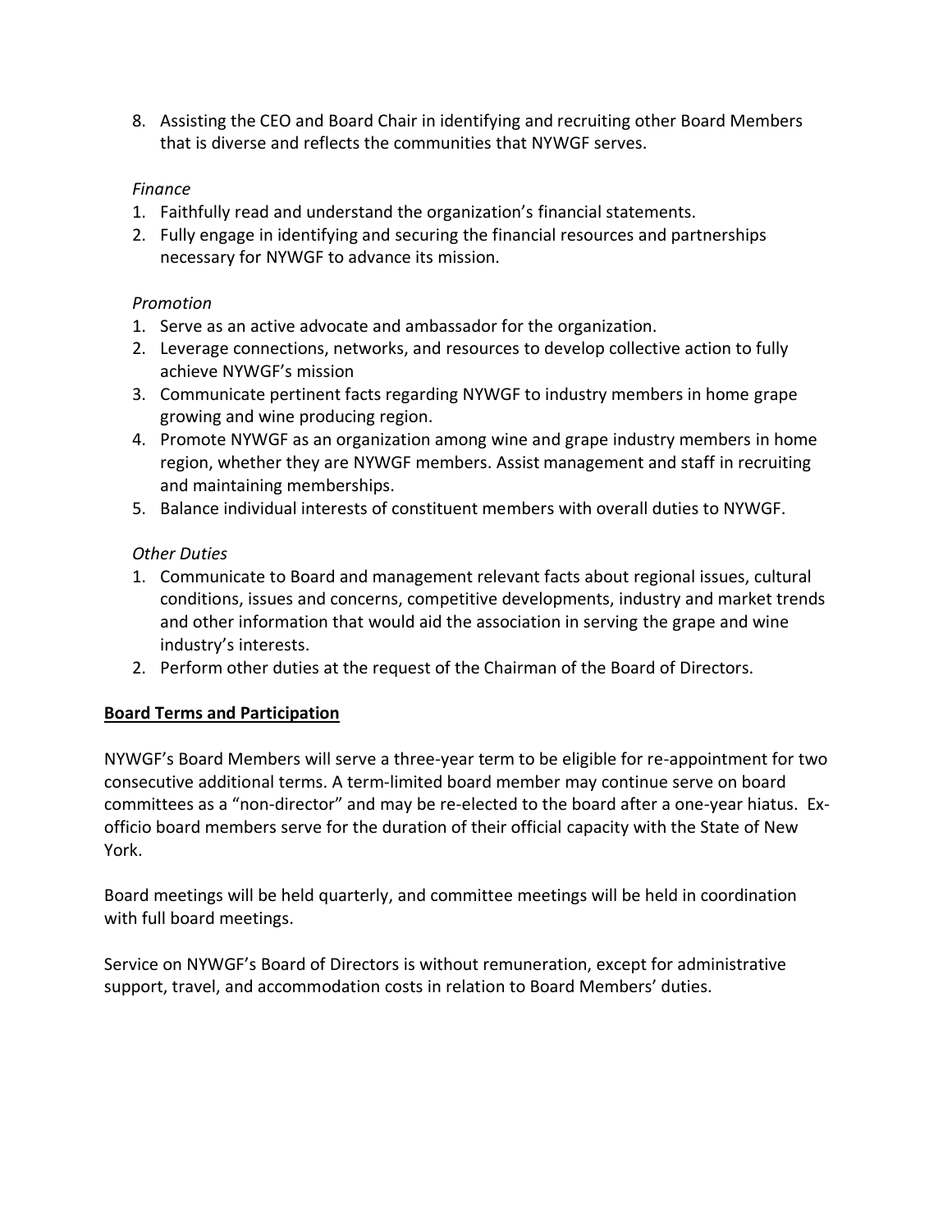8. Assisting the CEO and Board Chair in identifying and recruiting other Board Members that is diverse and reflects the communities that NYWGF serves.

*Finance*

1. Faithfully read and understand the organization's financial statements.
2. Fully engage in identifying and securing the financial resources and partnerships necessary for NYWGF to advance its mission.

*Promotion*

1. Serve as an active advocate and ambassador for the organization.
2. Leverage connections, networks, and resources to develop collective action to fully achieve NYWGF's mission
3. Communicate pertinent facts regarding NYWGF to industry members in home grape growing and wine producing region.
4. Promote NYWGF as an organization among wine and grape industry members in home region, whether they are NYWGF members. Assist management and staff in recruiting and maintaining memberships.
5. Balance individual interests of constituent members with overall duties to NYWGF.

*Other Duties*

1. Communicate to Board and management relevant facts about regional issues, cultural conditions, issues and concerns, competitive developments, industry and market trends and other information that would aid the association in serving the grape and wine industry's interests.
2. Perform other duties at the request of the Chairman of the Board of Directors.

**Board Terms and Participation**

NYWGF's Board Members will serve a three-year term to be eligible for re-appointment for two consecutive additional terms. A term-limited board member may continue serve on board committees as a "non-director" and may be re-elected to the board after a one-year hiatus. Ex-officio board members serve for the duration of their official capacity with the State of New York.

Board meetings will be held quarterly, and committee meetings will be held in coordination with full board meetings.

Service on NYWGF's Board of Directors is without remuneration, except for administrative support, travel, and accommodation costs in relation to Board Members' duties.